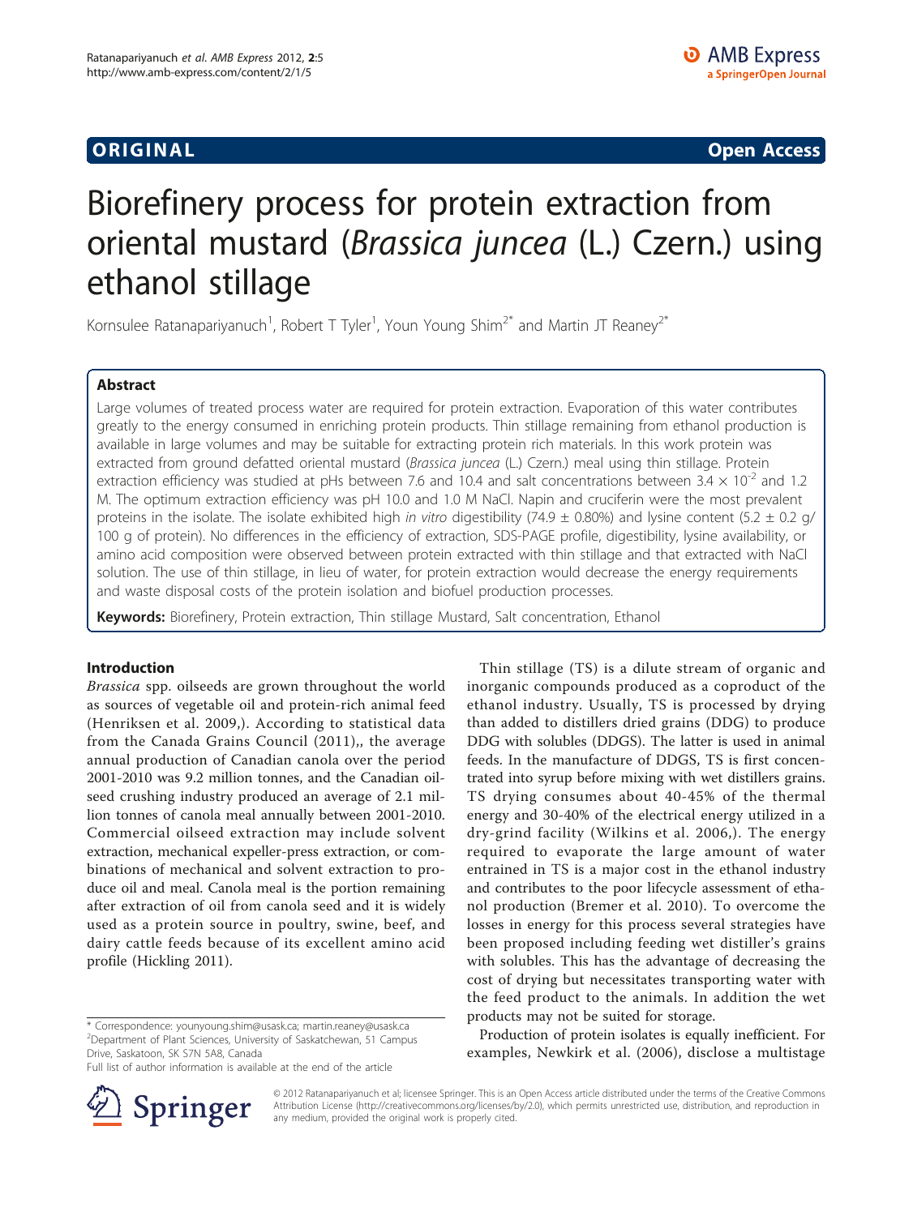**ORIGINAL** **Open Access**

# Biorefinery process for protein extraction from oriental mustard (*Brassica juncea* (L.) Czern.) using ethanol stillage

Kornsulee Ratanapariyanuch[1], Robert T Tyler[1], Youn Young Shim[2*] and Martin JT Reaney[2*]

## Abstract

Large volumes of treated process water are required for protein extraction. Evaporation of this water contributes greatly to the energy consumed in enriching protein products. Thin stillage remaining from ethanol production is available in large volumes and may be suitable for extracting protein rich materials. In this work protein was extracted from ground defatted oriental mustard (*Brassica juncea* (L.) Czern.) meal using thin stillage. Protein extraction efficiency was studied at pHs between 7.6 and 10.4 and salt concentrations between $3.4 \times 10^{-2}$ and 1.2 M. The optimum extraction efficiency was pH 10.0 and 1.0 M NaCl. Napin and cruciferin were the most prevalent proteins in the isolate. The isolate exhibited high *in vitro* digestibility (74.9 ± 0.80%) and lysine content (5.2 ± 0.2 g/100 g of protein). No differences in the efficiency of extraction, SDS-PAGE profile, digestibility, lysine availability, or amino acid composition were observed between protein extracted with thin stillage and that extracted with NaCl solution. The use of thin stillage, in lieu of water, for protein extraction would decrease the energy requirements and waste disposal costs of the protein isolation and biofuel production processes.

**Keywords:** Biorefinery, Protein extraction, Thin stillage Mustard, Salt concentration, Ethanol

## Introduction

*Brassica* spp. oilseeds are grown throughout the world as sources of vegetable oil and protein-rich animal feed (Henriksen et al. 2009,). According to statistical data from the Canada Grains Council (2011),, the average annual production of Canadian canola over the period 2001-2010 was 9.2 million tonnes, and the Canadian oilseed crushing industry produced an average of 2.1 million tonnes of canola meal annually between 2001-2010. Commercial oilseed extraction may include solvent extraction, mechanical expeller-press extraction, or combinations of mechanical and solvent extraction to produce oil and meal. Canola meal is the portion remaining after extraction of oil from canola seed and it is widely used as a protein source in poultry, swine, beef, and dairy cattle feeds because of its excellent amino acid profile (Hickling 2011).

Thin stillage (TS) is a dilute stream of organic and inorganic compounds produced as a coproduct of the ethanol industry. Usually, TS is processed by drying than added to distillers dried grains (DDG) to produce DDG with solubles (DDGS). The latter is used in animal feeds. In the manufacture of DDGS, TS is first concentrated into syrup before mixing with wet distillers grains. TS drying consumes about 40-45% of the thermal energy and 30-40% of the electrical energy utilized in a dry-grind facility (Wilkins et al. 2006,). The energy required to evaporate the large amount of water entrained in TS is a major cost in the ethanol industry and contributes to the poor lifecycle assessment of ethanol production (Bremer et al. 2010). To overcome the losses in energy for this process several strategies have been proposed including feeding wet distiller's grains with solubles. This has the advantage of decreasing the cost of drying but necessitates transporting water with the feed product to the animals. In addition the wet products may not be suited for storage.

Production of protein isolates is equally inefficient. For examples, Newkirk et al. (2006), disclose a multistage

\* Correspondence: younyoung.shim@usask.ca; martin.reaney@usask.ca
[2]Department of Plant Sciences, University of Saskatchewan, 51 Campus Drive, Saskatoon, SK S7N 5A8, Canada
Full list of author information is available at the end of the article

© 2012 Ratanapariyanuch et al; licensee Springer. This is an Open Access article distributed under the terms of the Creative Commons Attribution License (http://creativecommons.org/licenses/by/2.0), which permits unrestricted use, distribution, and reproduction in any medium, provided the original work is properly cited.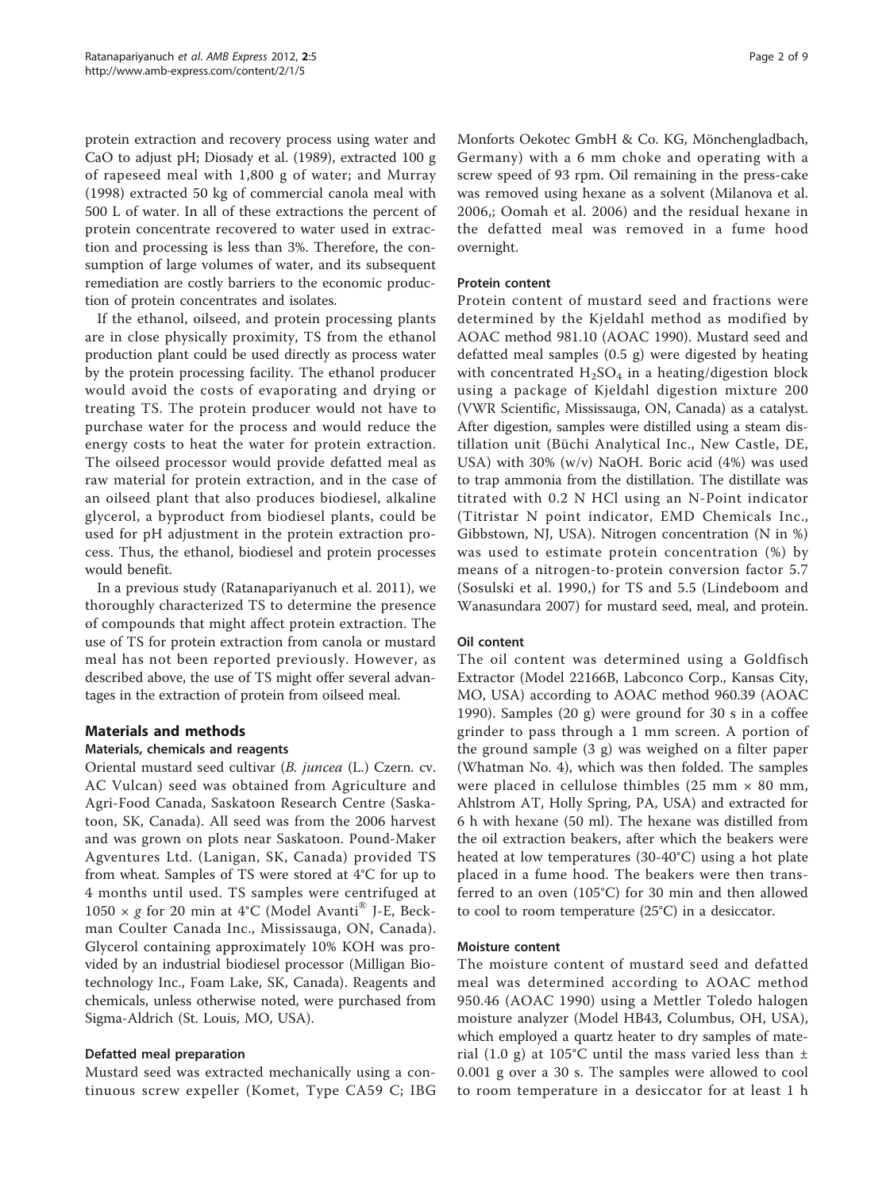protein extraction and recovery process using water and CaO to adjust pH; Diosady et al. (1989), extracted 100 g of rapeseed meal with 1,800 g of water; and Murray (1998) extracted 50 kg of commercial canola meal with 500 L of water. In all of these extractions the percent of protein concentrate recovered to water used in extraction and processing is less than 3%. Therefore, the consumption of large volumes of water, and its subsequent remediation are costly barriers to the economic production of protein concentrates and isolates.

If the ethanol, oilseed, and protein processing plants are in close physically proximity, TS from the ethanol production plant could be used directly as process water by the protein processing facility. The ethanol producer would avoid the costs of evaporating and drying or treating TS. The protein producer would not have to purchase water for the process and would reduce the energy costs to heat the water for protein extraction. The oilseed processor would provide defatted meal as raw material for protein extraction, and in the case of an oilseed plant that also produces biodiesel, alkaline glycerol, a byproduct from biodiesel plants, could be used for pH adjustment in the protein extraction process. Thus, the ethanol, biodiesel and protein processes would benefit.

In a previous study (Ratanapariyanuch et al. 2011), we thoroughly characterized TS to determine the presence of compounds that might affect protein extraction. The use of TS for protein extraction from canola or mustard meal has not been reported previously. However, as described above, the use of TS might offer several advantages in the extraction of protein from oilseed meal.

## Materials and methods

### Materials, chemicals and reagents

Oriental mustard seed cultivar (*B. juncea* (L.) Czern. cv. AC Vulcan) seed was obtained from Agriculture and Agri-Food Canada, Saskatoon Research Centre (Saskatoon, SK, Canada). All seed was from the 2006 harvest and was grown on plots near Saskatoon. Pound-Maker Agventures Ltd. (Lanigan, SK, Canada) provided TS from wheat. Samples of TS were stored at 4°C for up to 4 months until used. TS samples were centrifuged at $1050 \times g$ for 20 min at 4°C (Model Avanti® J-E, Beckman Coulter Canada Inc., Mississauga, ON, Canada). Glycerol containing approximately 10% KOH was provided by an industrial biodiesel processor (Milligan Biotechnology Inc., Foam Lake, SK, Canada). Reagents and chemicals, unless otherwise noted, were purchased from Sigma-Aldrich (St. Louis, MO, USA).

### Defatted meal preparation

Mustard seed was extracted mechanically using a continuous screw expeller (Komet, Type CA59 C; IBG Monforts Oekotec GmbH & Co. KG, Mönchengladbach, Germany) with a 6 mm choke and operating with a screw speed of 93 rpm. Oil remaining in the press-cake was removed using hexane as a solvent (Milanova et al. 2006,; Oomah et al. 2006) and the residual hexane in the defatted meal was removed in a fume hood overnight.

### Protein content

Protein content of mustard seed and fractions were determined by the Kjeldahl method as modified by AOAC method 981.10 (AOAC 1990). Mustard seed and defatted meal samples (0.5 g) were digested by heating with concentrated $H_2SO_4$ in a heating/digestion block using a package of Kjeldahl digestion mixture 200 (VWR Scientific, Mississauga, ON, Canada) as a catalyst. After digestion, samples were distilled using a steam distillation unit (Büchi Analytical Inc., New Castle, DE, USA) with 30% (w/v) NaOH. Boric acid (4%) was used to trap ammonia from the distillation. The distillate was titrated with 0.2 N HCl using an N-Point indicator (Titristar N point indicator, EMD Chemicals Inc., Gibbstown, NJ, USA). Nitrogen concentration (N in %) was used to estimate protein concentration (%) by means of a nitrogen-to-protein conversion factor 5.7 (Sosulski et al. 1990,) for TS and 5.5 (Lindeboom and Wanasundara 2007) for mustard seed, meal, and protein.

### Oil content

The oil content was determined using a Goldfisch Extractor (Model 22166B, Labconco Corp., Kansas City, MO, USA) according to AOAC method 960.39 (AOAC 1990). Samples (20 g) were ground for 30 s in a coffee grinder to pass through a 1 mm screen. A portion of the ground sample (3 g) was weighed on a filter paper (Whatman No. 4), which was then folded. The samples were placed in cellulose thimbles (25 mm × 80 mm, Ahlstrom AT, Holly Spring, PA, USA) and extracted for 6 h with hexane (50 ml). The hexane was distilled from the oil extraction beakers, after which the beakers were heated at low temperatures (30-40°C) using a hot plate placed in a fume hood. The beakers were then transferred to an oven (105°C) for 30 min and then allowed to cool to room temperature (25°C) in a desiccator.

### Moisture content

The moisture content of mustard seed and defatted meal was determined according to AOAC method 950.46 (AOAC 1990) using a Mettler Toledo halogen moisture analyzer (Model HB43, Columbus, OH, USA), which employed a quartz heater to dry samples of material (1.0 g) at 105°C until the mass varied less than ± 0.001 g over a 30 s. The samples were allowed to cool to room temperature in a desiccator for at least 1 h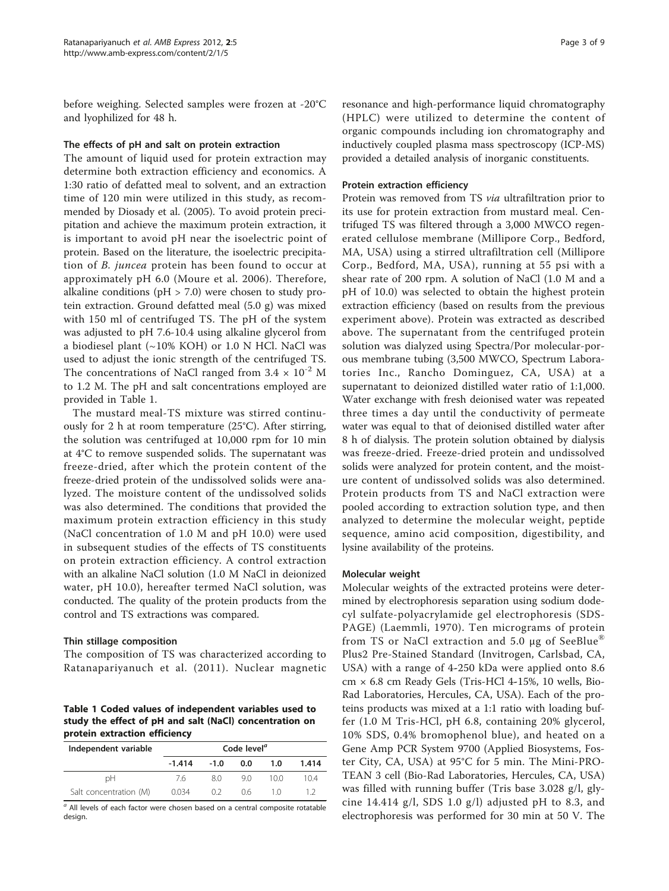before weighing. Selected samples were frozen at -20°C and lyophilized for 48 h.

### The effects of pH and salt on protein extraction

The amount of liquid used for protein extraction may determine both extraction efficiency and economics. A 1:30 ratio of defatted meal to solvent, and an extraction time of 120 min were utilized in this study, as recommended by Diosady et al. (2005). To avoid protein precipitation and achieve the maximum protein extraction, it is important to avoid pH near the isoelectric point of protein. Based on the literature, the isoelectric precipitation of *B. juncea* protein has been found to occur at approximately pH 6.0 (Moure et al. 2006). Therefore, alkaline conditions (pH > 7.0) were chosen to study protein extraction. Ground defatted meal (5.0 g) was mixed with 150 ml of centrifuged TS. The pH of the system was adjusted to pH 7.6-10.4 using alkaline glycerol from a biodiesel plant (~10% KOH) or 1.0 N HCl. NaCl was used to adjust the ionic strength of the centrifuged TS. The concentrations of NaCl ranged from $3.4 \times 10^{-2}$ M to 1.2 M. The pH and salt concentrations employed are provided in Table 1.

The mustard meal-TS mixture was stirred continuously for 2 h at room temperature (25°C). After stirring, the solution was centrifuged at 10,000 rpm for 10 min at 4°C to remove suspended solids. The supernatant was freeze-dried, after which the protein content of the freeze-dried protein of the undissolved solids were analyzed. The moisture content of the undissolved solids was also determined. The conditions that provided the maximum protein extraction efficiency in this study (NaCl concentration of 1.0 M and pH 10.0) were used in subsequent studies of the effects of TS constituents on protein extraction efficiency. A control extraction with an alkaline NaCl solution (1.0 M NaCl in deionized water, pH 10.0), hereafter termed NaCl solution, was conducted. The quality of the protein products from the control and TS extractions was compared.

### Thin stillage composition

The composition of TS was characterized according to Ratanapariyanuch et al. (2011). Nuclear magnetic resonance and high-performance liquid chromatography (HPLC) were utilized to determine the content of organic compounds including ion chromatography and inductively coupled plasma mass spectroscopy (ICP-MS) provided a detailed analysis of inorganic constituents.

**Table 1 Coded values of independent variables used to study the effect of pH and salt (NaCl) concentration on protein extraction efficiency**

| Independent variable | Code level[a] | | | | |
|---|---|---|---|---|---|
| | -1.414 | -1.0 | 0.0 | 1.0 | 1.414 |
| pH | 7.6 | 8.0 | 9.0 | 10.0 | 10.4 |
| Salt concentration (M) | 0.034 | 0.2 | 0.6 | 1.0 | 1.2 |

[a] All levels of each factor were chosen based on a central composite rotatable design.

### Protein extraction efficiency

Protein was removed from TS *via* ultrafiltration prior to its use for protein extraction from mustard meal. Centrifuged TS was filtered through a 3,000 MWCO regenerated cellulose membrane (Millipore Corp., Bedford, MA, USA) using a stirred ultrafiltration cell (Millipore Corp., Bedford, MA, USA), running at 55 psi with a shear rate of 200 rpm. A solution of NaCl (1.0 M and a pH of 10.0) was selected to obtain the highest protein extraction efficiency (based on results from the previous experiment above). Protein was extracted as described above. The supernatant from the centrifuged protein solution was dialyzed using Spectra/Por molecular-porous membrane tubing (3,500 MWCO, Spectrum Laboratories Inc., Rancho Dominguez, CA, USA) at a supernatant to deionized distilled water ratio of 1:1,000. Water exchange with fresh deionised water was repeated three times a day until the conductivity of permeate water was equal to that of deionised distilled water after 8 h of dialysis. The protein solution obtained by dialysis was freeze-dried. Freeze-dried protein and undissolved solids were analyzed for protein content, and the moisture content of undissolved solids was also determined. Protein products from TS and NaCl extraction were pooled according to extraction solution type, and then analyzed to determine the molecular weight, peptide sequence, amino acid composition, digestibility, and lysine availability of the proteins.

### Molecular weight

Molecular weights of the extracted proteins were determined by electrophoresis separation using sodium dodecyl sulfate-polyacrylamide gel electrophoresis (SDS-PAGE) (Laemmli, 1970). Ten micrograms of protein from TS or NaCl extraction and 5.0 μg of SeeBlue® Plus2 Pre-Stained Standard (Invitrogen, Carlsbad, CA, USA) with a range of 4-250 kDa were applied onto 8.6 cm × 6.8 cm Ready Gels (Tris-HCl 4-15%, 10 wells, Bio-Rad Laboratories, Hercules, CA, USA). Each of the proteins products was mixed at a 1:1 ratio with loading buffer (1.0 M Tris-HCl, pH 6.8, containing 20% glycerol, 10% SDS, 0.4% bromophenol blue), and heated on a Gene Amp PCR System 9700 (Applied Biosystems, Foster City, CA, USA) at 95°C for 5 min. The Mini-PROTEAN 3 cell (Bio-Rad Laboratories, Hercules, CA, USA) was filled with running buffer (Tris base 3.028 g/l, glycine 14.414 g/l, SDS 1.0 g/l) adjusted pH to 8.3, and electrophoresis was performed for 30 min at 50 V. The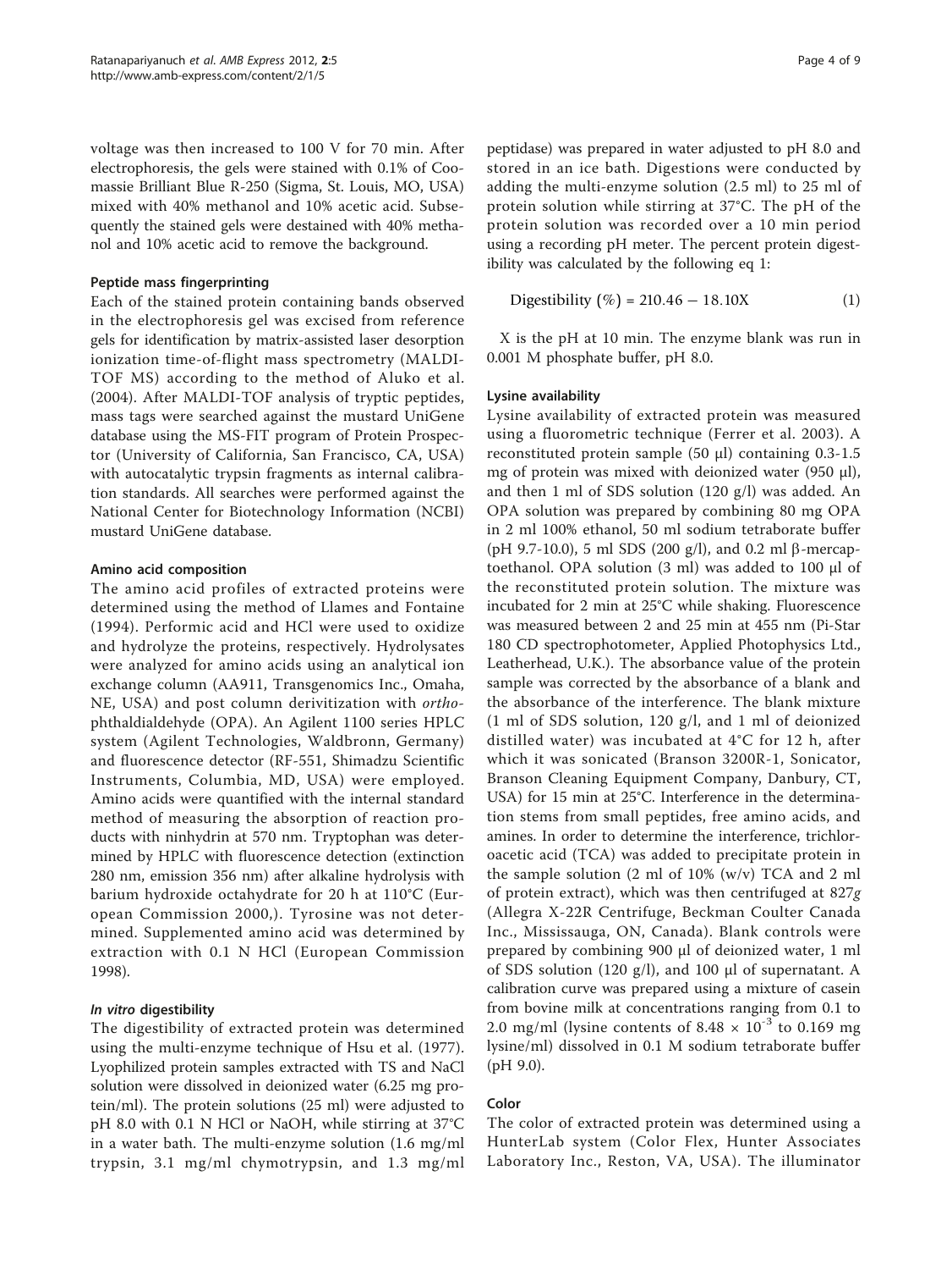voltage was then increased to 100 V for 70 min. After electrophoresis, the gels were stained with 0.1% of Coomassie Brilliant Blue R-250 (Sigma, St. Louis, MO, USA) mixed with 40% methanol and 10% acetic acid. Subsequently the stained gels were destained with 40% methanol and 10% acetic acid to remove the background.

### Peptide mass fingerprinting

Each of the stained protein containing bands observed in the electrophoresis gel was excised from reference gels for identification by matrix-assisted laser desorption ionization time-of-flight mass spectrometry (MALDI-TOF MS) according to the method of Aluko et al. (2004). After MALDI-TOF analysis of tryptic peptides, mass tags were searched against the mustard UniGene database using the MS-FIT program of Protein Prospector (University of California, San Francisco, CA, USA) with autocatalytic trypsin fragments as internal calibration standards. All searches were performed against the National Center for Biotechnology Information (NCBI) mustard UniGene database.

### Amino acid composition

The amino acid profiles of extracted proteins were determined using the method of Llames and Fontaine (1994). Performic acid and HCl were used to oxidize and hydrolyze the proteins, respectively. Hydrolysates were analyzed for amino acids using an analytical ion exchange column (AA911, Transgenomics Inc., Omaha, NE, USA) and post column derivitization with *ortho*-phthaldialdehyde (OPA). An Agilent 1100 series HPLC system (Agilent Technologies, Waldbronn, Germany) and fluorescence detector (RF-551, Shimadzu Scientific Instruments, Columbia, MD, USA) were employed. Amino acids were quantified with the internal standard method of measuring the absorption of reaction products with ninhydrin at 570 nm. Tryptophan was determined by HPLC with fluorescence detection (extinction 280 nm, emission 356 nm) after alkaline hydrolysis with barium hydroxide octahydrate for 20 h at 110°C (European Commission 2000,). Tyrosine was not determined. Supplemented amino acid was determined by extraction with 0.1 N HCl (European Commission 1998).

### *In vitro* digestibility

The digestibility of extracted protein was determined using the multi-enzyme technique of Hsu et al. (1977). Lyophilized protein samples extracted with TS and NaCl solution were dissolved in deionized water (6.25 mg protein/ml). The protein solutions (25 ml) were adjusted to pH 8.0 with 0.1 N HCl or NaOH, while stirring at 37°C in a water bath. The multi-enzyme solution (1.6 mg/ml trypsin, 3.1 mg/ml chymotrypsin, and 1.3 mg/ml peptidase) was prepared in water adjusted to pH 8.0 and stored in an ice bath. Digestions were conducted by adding the multi-enzyme solution (2.5 ml) to 25 ml of protein solution while stirring at 37°C. The pH of the protein solution was recorded over a 10 min period using a recording pH meter. The percent protein digestibility was calculated by the following eq 1:

$$\text{Digestibility (\%)} = 210.46 - 18.10X \quad (1)$$

X is the pH at 10 min. The enzyme blank was run in 0.001 M phosphate buffer, pH 8.0.

### Lysine availability

Lysine availability of extracted protein was measured using a fluorometric technique (Ferrer et al. 2003). A reconstituted protein sample (50 μl) containing 0.3-1.5 mg of protein was mixed with deionized water (950 μl), and then 1 ml of SDS solution (120 g/l) was added. An OPA solution was prepared by combining 80 mg OPA in 2 ml 100% ethanol, 50 ml sodium tetraborate buffer (pH 9.7-10.0), 5 ml SDS (200 g/l), and 0.2 ml β-mercaptoethanol. OPA solution (3 ml) was added to 100 μl of the reconstituted protein solution. The mixture was incubated for 2 min at 25°C while shaking. Fluorescence was measured between 2 and 25 min at 455 nm (Pi-Star 180 CD spectrophotometer, Applied Photophysics Ltd., Leatherhead, U.K.). The absorbance value of the protein sample was corrected by the absorbance of a blank and the absorbance of the interference. The blank mixture (1 ml of SDS solution, 120 g/l, and 1 ml of deionized distilled water) was incubated at 4°C for 12 h, after which it was sonicated (Branson 3200R-1, Sonicator, Branson Cleaning Equipment Company, Danbury, CT, USA) for 15 min at 25°C. Interference in the determination stems from small peptides, free amino acids, and amines. In order to determine the interference, trichloroacetic acid (TCA) was added to precipitate protein in the sample solution (2 ml of 10% (w/v) TCA and 2 ml of protein extract), which was then centrifuged at 827*g* (Allegra X-22R Centrifuge, Beckman Coulter Canada Inc., Mississauga, ON, Canada). Blank controls were prepared by combining 900 μl of deionized water, 1 ml of SDS solution (120 g/l), and 100 μl of supernatant. A calibration curve was prepared using a mixture of casein from bovine milk at concentrations ranging from 0.1 to 2.0 mg/ml (lysine contents of $8.48 \times 10^{-3}$ to 0.169 mg lysine/ml) dissolved in 0.1 M sodium tetraborate buffer (pH 9.0).

### Color

The color of extracted protein was determined using a HunterLab system (Color Flex, Hunter Associates Laboratory Inc., Reston, VA, USA). The illuminator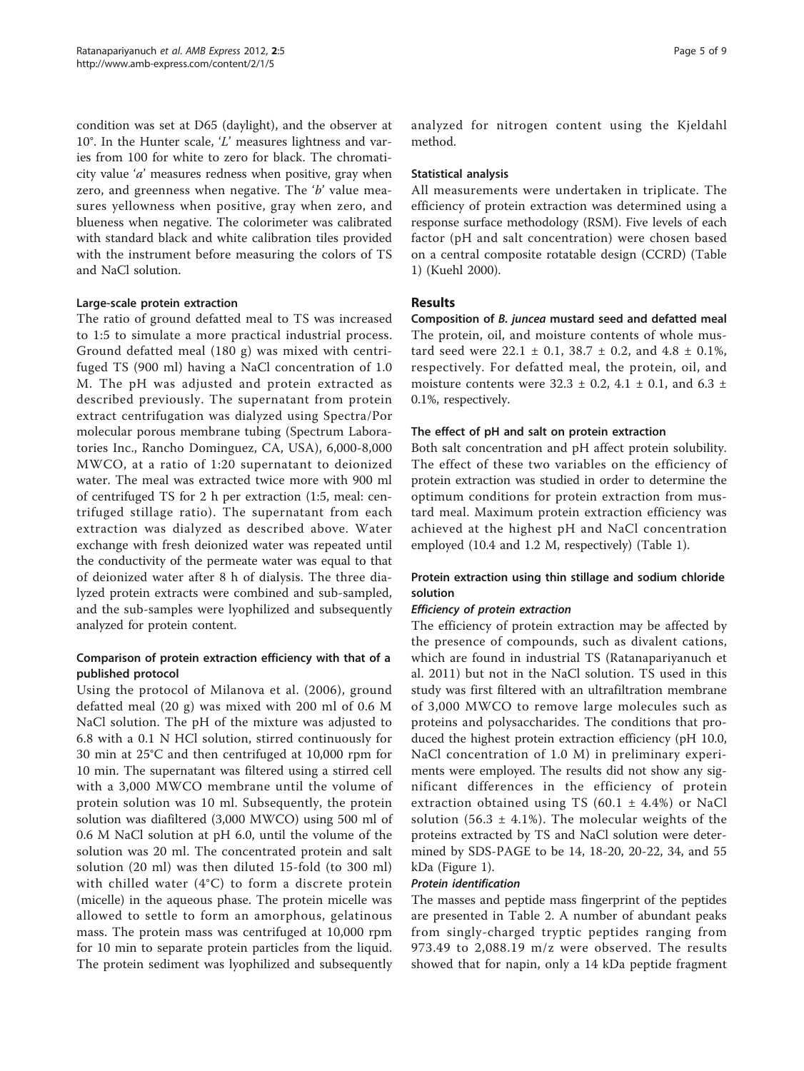condition was set at D65 (daylight), and the observer at 10°. In the Hunter scale, '*L*' measures lightness and varies from 100 for white to zero for black. The chromaticity value '*a*' measures redness when positive, gray when zero, and greenness when negative. The '*b*' value measures yellowness when positive, gray when zero, and blueness when negative. The colorimeter was calibrated with standard black and white calibration tiles provided with the instrument before measuring the colors of TS and NaCl solution.

#### Large-scale protein extraction

The ratio of ground defatted meal to TS was increased to 1:5 to simulate a more practical industrial process. Ground defatted meal (180 g) was mixed with centrifuged TS (900 ml) having a NaCl concentration of 1.0 M. The pH was adjusted and protein extracted as described previously. The supernatant from protein extract centrifugation was dialyzed using Spectra/Por molecular porous membrane tubing (Spectrum Laboratories Inc., Rancho Dominguez, CA, USA), 6,000-8,000 MWCO, at a ratio of 1:20 supernatant to deionized water. The meal was extracted twice more with 900 ml of centrifuged TS for 2 h per extraction (1:5, meal: centrifuged stillage ratio). The supernatant from each extraction was dialyzed as described above. Water exchange with fresh deionized water was repeated until the conductivity of the permeate water was equal to that of deionized water after 8 h of dialysis. The three dialyzed protein extracts were combined and sub-sampled, and the sub-samples were lyophilized and subsequently analyzed for protein content.

#### Comparison of protein extraction efficiency with that of a published protocol

Using the protocol of Milanova et al. (2006), ground defatted meal (20 g) was mixed with 200 ml of 0.6 M NaCl solution. The pH of the mixture was adjusted to 6.8 with a 0.1 N HCl solution, stirred continuously for 30 min at 25°C and then centrifuged at 10,000 rpm for 10 min. The supernatant was filtered using a stirred cell with a 3,000 MWCO membrane until the volume of protein solution was 10 ml. Subsequently, the protein solution was diafiltered (3,000 MWCO) using 500 ml of 0.6 M NaCl solution at pH 6.0, until the volume of the solution was 20 ml. The concentrated protein and salt solution (20 ml) was then diluted 15-fold (to 300 ml) with chilled water (4°C) to form a discrete protein (micelle) in the aqueous phase. The protein micelle was allowed to settle to form an amorphous, gelatinous mass. The protein mass was centrifuged at 10,000 rpm for 10 min to separate protein particles from the liquid. The protein sediment was lyophilized and subsequently analyzed for nitrogen content using the Kjeldahl method.

#### Statistical analysis

All measurements were undertaken in triplicate. The efficiency of protein extraction was determined using a response surface methodology (RSM). Five levels of each factor (pH and salt concentration) were chosen based on a central composite rotatable design (CCRD) (Table 1) (Kuehl 2000).

## Results

#### Composition of *B. juncea* mustard seed and defatted meal

The protein, oil, and moisture contents of whole mustard seed were 22.1 ± 0.1, 38.7 ± 0.2, and 4.8 ± 0.1%, respectively. For defatted meal, the protein, oil, and moisture contents were 32.3 ± 0.2, 4.1 ± 0.1, and 6.3 ± 0.1%, respectively.

#### The effect of pH and salt on protein extraction

Both salt concentration and pH affect protein solubility. The effect of these two variables on the efficiency of protein extraction was studied in order to determine the optimum conditions for protein extraction from mustard meal. Maximum protein extraction efficiency was achieved at the highest pH and NaCl concentration employed (10.4 and 1.2 M, respectively) (Table 1).

#### Protein extraction using thin stillage and sodium chloride solution

##### *Efficiency of protein extraction*

The efficiency of protein extraction may be affected by the presence of compounds, such as divalent cations, which are found in industrial TS (Ratanapariyanuch et al. 2011) but not in the NaCl solution. TS used in this study was first filtered with an ultrafiltration membrane of 3,000 MWCO to remove large molecules such as proteins and polysaccharides. The conditions that produced the highest protein extraction efficiency (pH 10.0, NaCl concentration of 1.0 M) in preliminary experiments were employed. The results did not show any significant differences in the efficiency of protein extraction obtained using TS (60.1 ± 4.4%) or NaCl solution (56.3 ± 4.1%). The molecular weights of the proteins extracted by TS and NaCl solution were determined by SDS-PAGE to be 14, 18-20, 20-22, 34, and 55 kDa (Figure 1).

##### *Protein identification*

The masses and peptide mass fingerprint of the peptides are presented in Table 2. A number of abundant peaks from singly-charged tryptic peptides ranging from 973.49 to 2,088.19 m/z were observed. The results showed that for napin, only a 14 kDa peptide fragment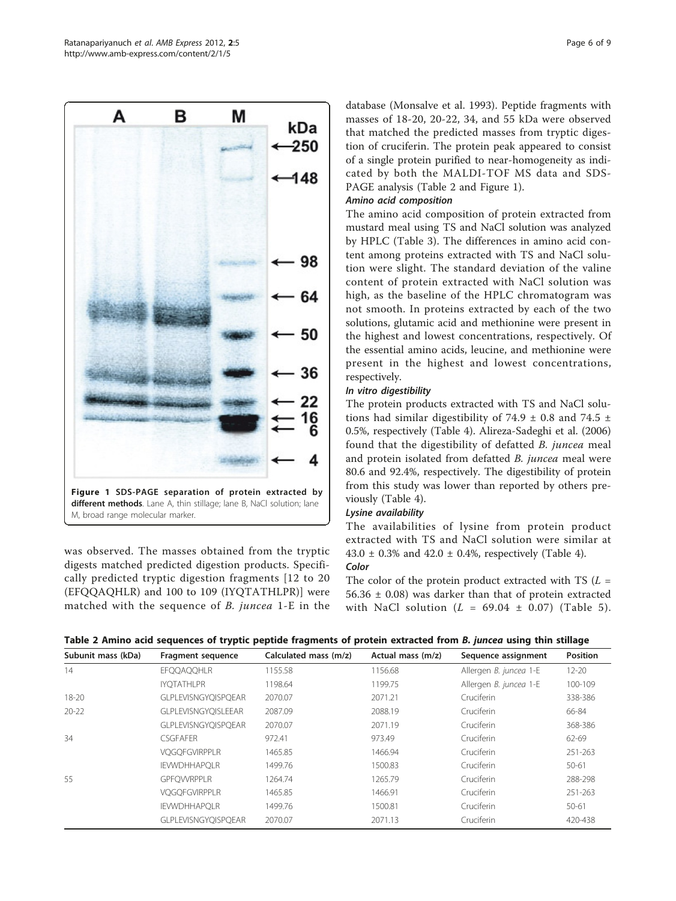Figure 1 SDS-PAGE separation of protein extracted by different methods. Lane A, thin stillage; lane B, NaCl solution; lane M, broad range molecular marker.

was observed. The masses obtained from the tryptic digests matched predicted digestion products. Specifically predicted tryptic digestion fragments [12 to 20 (EFQQAQHLR) and 100 to 109 (IYQTATHLPR)] were matched with the sequence of *B. juncea* 1-E in the database (Monsalve et al. 1993). Peptide fragments with masses of 18-20, 20-22, 34, and 55 kDa were observed that matched the predicted masses from tryptic digestion of cruciferin. The protein peak appeared to consist of a single protein purified to near-homogeneity as indicated by both the MALDI-TOF MS data and SDS-PAGE analysis (Table 2 and Figure 1).

#### *Amino acid composition*

The amino acid composition of protein extracted from mustard meal using TS and NaCl solution was analyzed by HPLC (Table 3). The differences in amino acid content among proteins extracted with TS and NaCl solution were slight. The standard deviation of the valine content of protein extracted with NaCl solution was high, as the baseline of the HPLC chromatogram was not smooth. In proteins extracted by each of the two solutions, glutamic acid and methionine were present in the highest and lowest concentrations, respectively. Of the essential amino acids, leucine, and methionine were present in the highest and lowest concentrations, respectively.

#### *In vitro digestibility*

The protein products extracted with TS and NaCl solutions had similar digestibility of 74.9 ± 0.8 and 74.5 ± 0.5%, respectively (Table 4). Alireza-Sadeghi et al. (2006) found that the digestibility of defatted *B. juncea* meal and protein isolated from defatted *B. juncea* meal were 80.6 and 92.4%, respectively. The digestibility of protein from this study was lower than reported by others previously (Table 4).

#### *Lysine availability*

The availabilities of lysine from protein product extracted with TS and NaCl solution were similar at 43.0 ± 0.3% and 42.0 ± 0.4%, respectively (Table 4).

#### *Color*

The color of the protein product extracted with TS ($L$ = 56.36 ± 0.08) was darker than that of protein extracted with NaCl solution ($L$ = 69.04 ± 0.07) (Table 5).

**Table 2 Amino acid sequences of tryptic peptide fragments of protein extracted from *B. juncea* using thin stillage**

| Subunit mass (kDa) | Fragment sequence | Calculated mass (m/z) | Actual mass (m/z) | Sequence assignment | Position |
|---|---|---|---|---|---|
| 14 | EFQQAQQHLR | 1155.58 | 1156.68 | Allergen *B. juncea* 1-E | 12-20 |
| | IYQTATHLPR | 1198.64 | 1199.75 | Allergen *B. juncea* 1-E | 100-109 |
| 18-20 | GLPLEVISNGYQISPQEAR | 2070.07 | 2071.21 | Cruciferin | 338-386 |
| 20-22 | GLPLEVISNGYQISLEEAR | 2087.09 | 2088.19 | Cruciferin | 66-84 |
| | GLPLEVISNGYQISPQEAR | 2070.07 | 2071.19 | Cruciferin | 368-386 |
| 34 | CSGFAFER | 972.41 | 973.49 | Cruciferin | 62-69 |
| | VQGQFGVIRPPLR | 1465.85 | 1466.94 | Cruciferin | 251-263 |
| | IEVWDHHAPQLR | 1499.76 | 1500.83 | Cruciferin | 50-61 |
| 55 | GPFQVVRPPLR | 1264.74 | 1265.79 | Cruciferin | 288-298 |
| | VQGQFGVIRPPLR | 1465.85 | 1466.91 | Cruciferin | 251-263 |
| | IEVWDHHAPQLR | 1499.76 | 1500.81 | Cruciferin | 50-61 |
| | GLPLEVISNGYQISPQEAR | 2070.07 | 2071.13 | Cruciferin | 420-438 |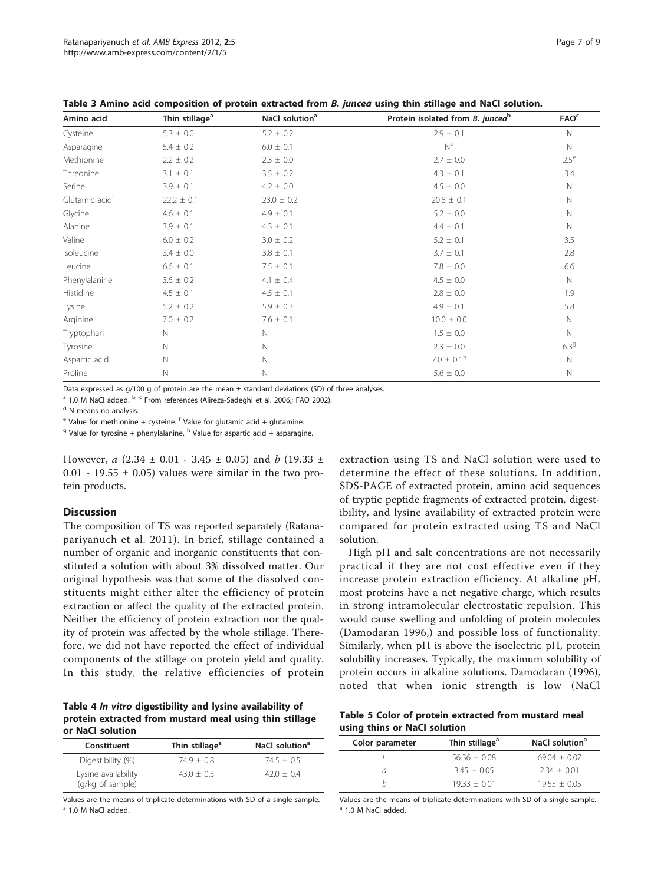**Table 3 Amino acid composition of protein extracted from *B. juncea* using thin stillage and NaCl solution.**

| Amino acid | Thin stillage[a] | NaCl solution[a] | Protein isolated from *B. juncea*[b] | FAO[c] |
|---|---|---|---|---|
| Cysteine | 5.3 ± 0.0 | 5.2 ± 0.2 | 2.9 ± 0.1 | N |
| Asparagine | 5.4 ± 0.2 | 6.0 ± 0.1 | N[d] | N |
| Methionine | 2.2 ± 0.2 | 2.3 ± 0.0 | 2.7 ± 0.0 | 2.5[e] |
| Threonine | 3.1 ± 0.1 | 3.5 ± 0.2 | 4.3 ± 0.1 | 3.4 |
| Serine | 3.9 ± 0.1 | 4.2 ± 0.0 | 4.5 ± 0.0 | N |
| Glutamic acid[f] | 22.2 ± 0.1 | 23.0 ± 0.2 | 20.8 ± 0.1 | N |
| Glycine | 4.6 ± 0.1 | 4.9 ± 0.1 | 5.2 ± 0.0 | N |
| Alanine | 3.9 ± 0.1 | 4.3 ± 0.1 | 4.4 ± 0.1 | N |
| Valine | 6.0 ± 0.2 | 3.0 ± 0.2 | 5.2 ± 0.1 | 3.5 |
| Isoleucine | 3.4 ± 0.0 | 3.8 ± 0.1 | 3.7 ± 0.1 | 2.8 |
| Leucine | 6.6 ± 0.1 | 7.5 ± 0.1 | 7.8 ± 0.0 | 6.6 |
| Phenylalanine | 3.6 ± 0.2 | 4.1 ± 0.4 | 4.5 ± 0.0 | N |
| Histidine | 4.5 ± 0.1 | 4.5 ± 0.1 | 2.8 ± 0.0 | 1.9 |
| Lysine | 5.2 ± 0.2 | 5.9 ± 0.3 | 4.9 ± 0.1 | 5.8 |
| Arginine | 7.0 ± 0.2 | 7.6 ± 0.1 | 10.0 ± 0.0 | N |
| Tryptophan | N | N | 1.5 ± 0.0 | N |
| Tyrosine | N | N | 2.3 ± 0.0 | 6.3[g] |
| Aspartic acid | N | N | 7.0 ± 0.1[h] | N |
| Proline | N | N | 5.6 ± 0.0 | N |

Data expressed as g/100 g of protein are the mean ± standard deviations (SD) of three analyses.

[a] 1.0 M NaCl added. [b, c] From references (Alireza-Sadeghi et al. 2006,; FAO 2002).

[d] N means no analysis.

[e] Value for methionine + cysteine. [f] Value for glutamic acid + glutamine.

[g] Value for tyrosine + phenylalanine. [h] Value for aspartic acid + asparagine.

However, *a* (2.34 ± 0.01 - 3.45 ± 0.05) and *b* (19.33 ± 0.01 - 19.55 ± 0.05) values were similar in the two protein products.

## Discussion

The composition of TS was reported separately (Ratanapariyanuch et al. 2011). In brief, stillage contained a number of organic and inorganic constituents that constituted a solution with about 3% dissolved matter. Our original hypothesis was that some of the dissolved constituents might either alter the efficiency of protein extraction or affect the quality of the extracted protein. Neither the efficiency of protein extraction nor the quality of protein was affected by the whole stillage. Therefore, we did not have reported the effect of individual components of the stillage on protein yield and quality. In this study, the relative efficiencies of protein extraction using TS and NaCl solution were used to determine the effect of these solutions. In addition, SDS-PAGE of extracted protein, amino acid sequences of tryptic peptide fragments of extracted protein, digestibility, and lysine availability of extracted protein were compared for protein extracted using TS and NaCl solution.

High pH and salt concentrations are not necessarily practical if they are not cost effective even if they increase protein extraction efficiency. At alkaline pH, most proteins have a net negative charge, which results in strong intramolecular electrostatic repulsion. This would cause swelling and unfolding of protein molecules (Damodaran 1996,) and possible loss of functionality. Similarly, when pH is above the isoelectric pH, protein solubility increases. Typically, the maximum solubility of protein occurs in alkaline solutions. Damodaran (1996), noted that when ionic strength is low (NaCl

**Table 4 *In vitro* digestibility and lysine availability of protein extracted from mustard meal using thin stillage or NaCl solution**

| Constituent | Thin stillage[a] | NaCl solution[a] |
|---|---|---|
| Digestibility (%) | 74.9 ± 0.8 | 74.5 ± 0.5 |
| Lysine availability (g/kg of sample) | 43.0 ± 0.3 | 42.0 ± 0.4 |

Values are the means of triplicate determinations with SD of a single sample.
[a] 1.0 M NaCl added.

**Table 5 Color of protein extracted from mustard meal using thins or NaCl solution**

| Color parameter | Thin stillage[a] | NaCl solution[a] |
|---|---|---|
| *L* | 56.36 ± 0.08 | 69.04 ± 0.07 |
| *a* | 3.45 ± 0.05 | 2.34 ± 0.01 |
| *b* | 19.33 ± 0.01 | 19.55 ± 0.05 |

Values are the means of triplicate determinations with SD of a single sample.
[a] 1.0 M NaCl added.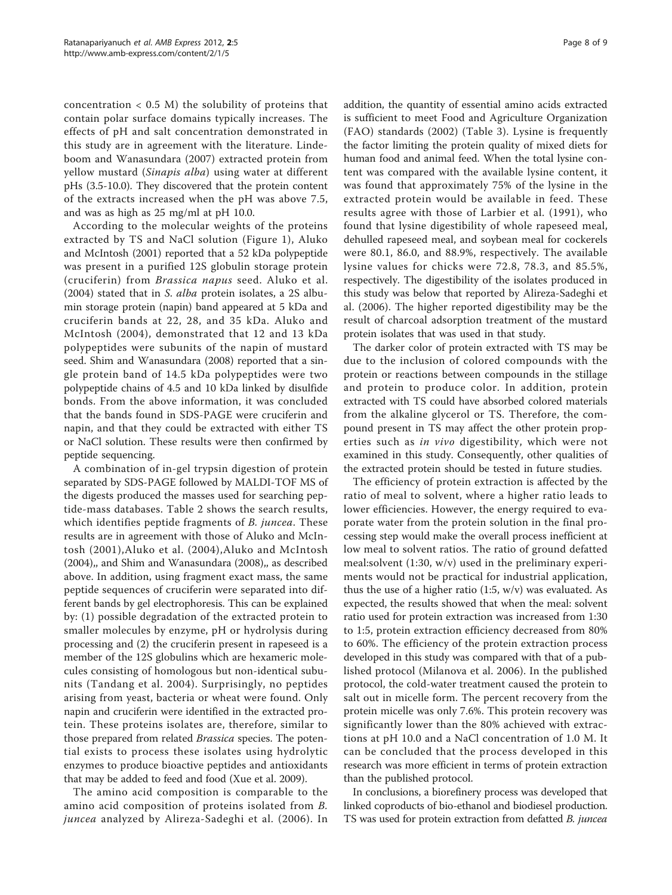concentration < 0.5 M) the solubility of proteins that contain polar surface domains typically increases. The effects of pH and salt concentration demonstrated in this study are in agreement with the literature. Lindeboom and Wanasundara (2007) extracted protein from yellow mustard (*Sinapis alba*) using water at different pHs (3.5-10.0). They discovered that the protein content of the extracts increased when the pH was above 7.5, and was as high as 25 mg/ml at pH 10.0.

According to the molecular weights of the proteins extracted by TS and NaCl solution (Figure 1), Aluko and McIntosh (2001) reported that a 52 kDa polypeptide was present in a purified 12S globulin storage protein (cruciferin) from *Brassica napus* seed. Aluko et al. (2004) stated that in *S. alba* protein isolates, a 2S albumin storage protein (napin) band appeared at 5 kDa and cruciferin bands at 22, 28, and 35 kDa. Aluko and McIntosh (2004), demonstrated that 12 and 13 kDa polypeptides were subunits of the napin of mustard seed. Shim and Wanasundara (2008) reported that a single protein band of 14.5 kDa polypeptides were two polypeptide chains of 4.5 and 10 kDa linked by disulfide bonds. From the above information, it was concluded that the bands found in SDS-PAGE were cruciferin and napin, and that they could be extracted with either TS or NaCl solution. These results were then confirmed by peptide sequencing.

A combination of in-gel trypsin digestion of protein separated by SDS-PAGE followed by MALDI-TOF MS of the digests produced the masses used for searching peptide-mass databases. Table 2 shows the search results, which identifies peptide fragments of *B. juncea*. These results are in agreement with those of Aluko and McIntosh (2001),Aluko et al. (2004),Aluko and McIntosh (2004),, and Shim and Wanasundara (2008),, as described above. In addition, using fragment exact mass, the same peptide sequences of cruciferin were separated into different bands by gel electrophoresis. This can be explained by: (1) possible degradation of the extracted protein to smaller molecules by enzyme, pH or hydrolysis during processing and (2) the cruciferin present in rapeseed is a member of the 12S globulins which are hexameric molecules consisting of homologous but non-identical subunits (Tandang et al. 2004). Surprisingly, no peptides arising from yeast, bacteria or wheat were found. Only napin and cruciferin were identified in the extracted protein. These proteins isolates are, therefore, similar to those prepared from related *Brassica* species. The potential exists to process these isolates using hydrolytic enzymes to produce bioactive peptides and antioxidants that may be added to feed and food (Xue et al. 2009).

The amino acid composition is comparable to the amino acid composition of proteins isolated from *B. juncea* analyzed by Alireza-Sadeghi et al. (2006). In addition, the quantity of essential amino acids extracted is sufficient to meet Food and Agriculture Organization (FAO) standards (2002) (Table 3). Lysine is frequently the factor limiting the protein quality of mixed diets for human food and animal feed. When the total lysine content was compared with the available lysine content, it was found that approximately 75% of the lysine in the extracted protein would be available in feed. These results agree with those of Larbier et al. (1991), who found that lysine digestibility of whole rapeseed meal, dehulled rapeseed meal, and soybean meal for cockerels were 80.1, 86.0, and 88.9%, respectively. The available lysine values for chicks were 72.8, 78.3, and 85.5%, respectively. The digestibility of the isolates produced in this study was below that reported by Alireza-Sadeghi et al. (2006). The higher reported digestibility may be the result of charcoal adsorption treatment of the mustard protein isolates that was used in that study.

The darker color of protein extracted with TS may be due to the inclusion of colored compounds with the protein or reactions between compounds in the stillage and protein to produce color. In addition, protein extracted with TS could have absorbed colored materials from the alkaline glycerol or TS. Therefore, the compound present in TS may affect the other protein properties such as *in vivo* digestibility, which were not examined in this study. Consequently, other qualities of the extracted protein should be tested in future studies.

The efficiency of protein extraction is affected by the ratio of meal to solvent, where a higher ratio leads to lower efficiencies. However, the energy required to evaporate water from the protein solution in the final processing step would make the overall process inefficient at low meal to solvent ratios. The ratio of ground defatted meal:solvent (1:30, w/v) used in the preliminary experiments would not be practical for industrial application, thus the use of a higher ratio (1:5, w/v) was evaluated. As expected, the results showed that when the meal: solvent ratio used for protein extraction was increased from 1:30 to 1:5, protein extraction efficiency decreased from 80% to 60%. The efficiency of the protein extraction process developed in this study was compared with that of a published protocol (Milanova et al. 2006). In the published protocol, the cold-water treatment caused the protein to salt out in micelle form. The percent recovery from the protein micelle was only 7.6%. This protein recovery was significantly lower than the 80% achieved with extractions at pH 10.0 and a NaCl concentration of 1.0 M. It can be concluded that the process developed in this research was more efficient in terms of protein extraction than the published protocol.

In conclusions, a biorefinery process was developed that linked coproducts of bio-ethanol and biodiesel production. TS was used for protein extraction from defatted *B. juncea*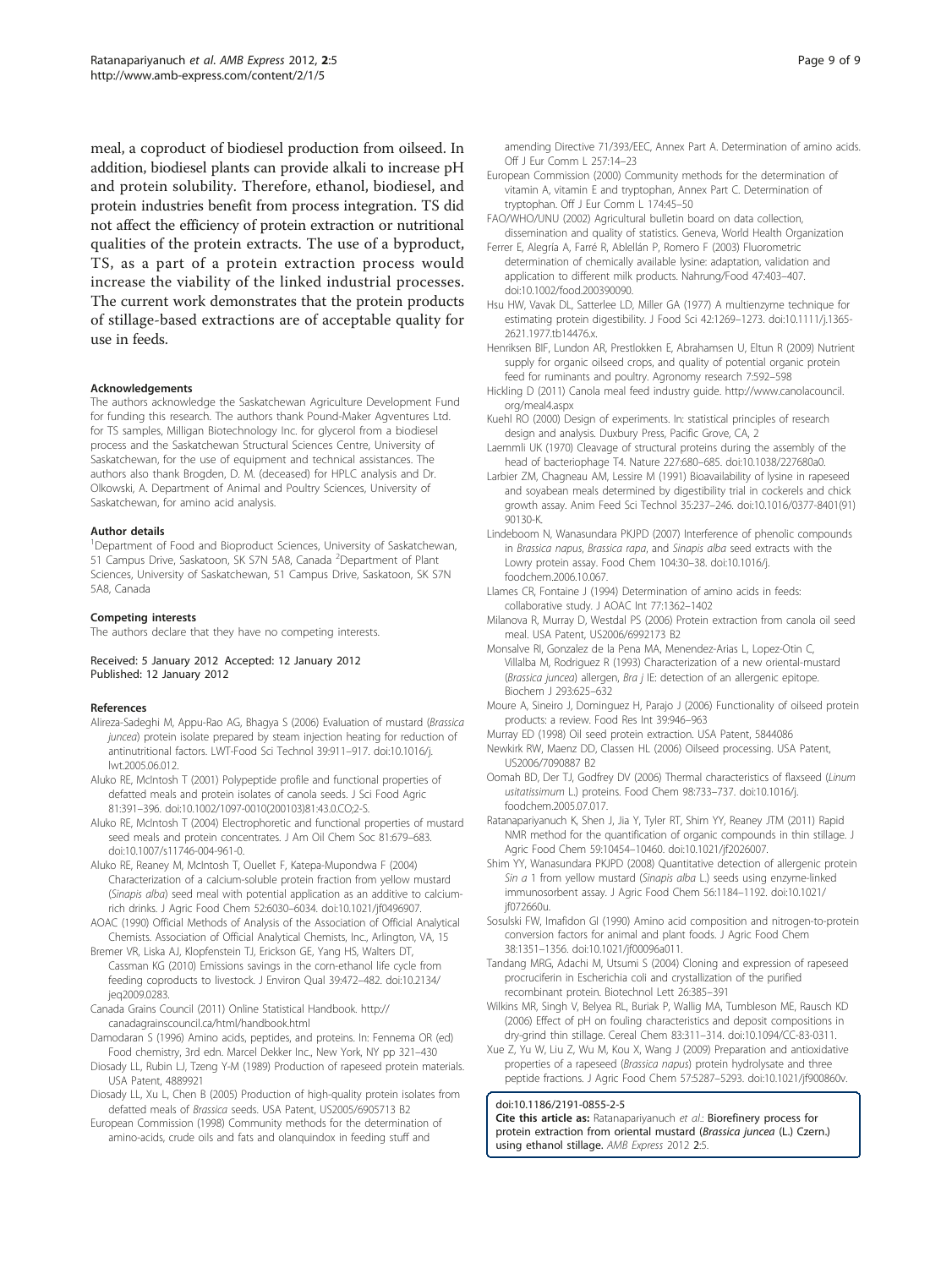meal, a coproduct of biodiesel production from oilseed. In addition, biodiesel plants can provide alkali to increase pH and protein solubility. Therefore, ethanol, biodiesel, and protein industries benefit from process integration. TS did not affect the efficiency of protein extraction or nutritional qualities of the protein extracts. The use of a byproduct, TS, as a part of a protein extraction process would increase the viability of the linked industrial processes. The current work demonstrates that the protein products of stillage-based extractions are of acceptable quality for use in feeds.

#### Acknowledgements

The authors acknowledge the Saskatchewan Agriculture Development Fund for funding this research. The authors thank Pound-Maker Agventures Ltd. for TS samples, Milligan Biotechnology Inc. for glycerol from a biodiesel process and the Saskatchewan Structural Sciences Centre, University of Saskatchewan, for the use of equipment and technical assistances. The authors also thank Brogden, D. M. (deceased) for HPLC analysis and Dr. Olkowski, A. Department of Animal and Poultry Sciences, University of Saskatchewan, for amino acid analysis.

#### Author details

[1]Department of Food and Bioproduct Sciences, University of Saskatchewan, 51 Campus Drive, Saskatoon, SK S7N 5A8, Canada [2]Department of Plant Sciences, University of Saskatchewan, 51 Campus Drive, Saskatoon, SK S7N 5A8, Canada

#### Competing interests

The authors declare that they have no competing interests.

Received: 5 January 2012 Accepted: 12 January 2012
Published: 12 January 2012

#### References

- Alireza-Sadeghi M, Appu-Rao AG, Bhagya S (2006) Evaluation of mustard (*Brassica juncea*) protein isolate prepared by steam injection heating for reduction of antinutritional factors. LWT-Food Sci Technol 39:911–917. doi:10.1016/j.lwt.2005.06.012.
- Aluko RE, McIntosh T (2001) Polypeptide profile and functional properties of defatted meals and protein isolates of canola seeds. J Sci Food Agric 81:391–396. doi:10.1002/1097-0010(200103)81:43.0.CO;2-S.
- Aluko RE, McIntosh T (2004) Electrophoretic and functional properties of mustard seed meals and protein concentrates. J Am Oil Chem Soc 81:679–683. doi:10.1007/s11746-004-961-0.
- Aluko RE, Reaney M, McIntosh T, Ouellet F, Katepa-Mupondwa F (2004) Characterization of a calcium-soluble protein fraction from yellow mustard (*Sinapis alba*) seed meal with potential application as an additive to calcium-rich drinks. J Agric Food Chem 52:6030–6034. doi:10.1021/jf0496907.
- AOAC (1990) Official Methods of Analysis of the Association of Official Analytical Chemists. Association of Official Analytical Chemists, Inc., Arlington, VA, 15
- Bremer VR, Liska AJ, Klopfenstein TJ, Erickson GE, Yang HS, Walters DT, Cassman KG (2010) Emissions savings in the corn-ethanol life cycle from feeding coproducts to livestock. J Environ Qual 39:472–482. doi:10.2134/jeq2009.0283.
- Canada Grains Council (2011) Online Statistical Handbook. http://canadagrainscouncil.ca/html/handbook.html
- Damodaran S (1996) Amino acids, peptides, and proteins. In: Fennema OR (ed) Food chemistry, 3rd edn. Marcel Dekker Inc., New York, NY pp 321–430
- Diosady LL, Rubin LJ, Tzeng Y-M (1989) Production of rapeseed protein materials. USA Patent, 4889921
- Diosady LL, Xu L, Chen B (2005) Production of high-quality protein isolates from defatted meals of *Brassica* seeds. USA Patent, US2005/6905713 B2
- European Commission (1998) Community methods for the determination of amino-acids, crude oils and fats and olanquindox in feeding stuff and amending Directive 71/393/EEC, Annex Part A. Determination of amino acids. Off J Eur Comm L 257:14–23
- European Commission (2000) Community methods for the determination of vitamin A, vitamin E and tryptophan, Annex Part C. Determination of tryptophan. Off J Eur Comm L 174:45–50
- FAO/WHO/UNU (2002) Agricultural bulletin board on data collection, dissemination and quality of statistics. Geneva, World Health Organization
- Ferrer E, Alegría A, Farré R, Ablellán P, Romero F (2003) Fluorometric determination of chemically available lysine: adaptation, validation and application to different milk products. Nahrung/Food 47:403–407. doi:10.1002/food.200390090.
- Hsu HW, Vavak DL, Satterlee LD, Miller GA (1977) A multienzyme technique for estimating protein digestibility. J Food Sci 42:1269–1273. doi:10.1111/j.1365-2621.1977.tb14476.x.
- Henriksen BIF, Lundon AR, Prestlokken E, Abrahamsen U, Eltun R (2009) Nutrient supply for organic oilseed crops, and quality of potential organic protein feed for ruminants and poultry. Agronomy research 7:592–598
- Hickling D (2011) Canola meal feed industry guide. http://www.canolacouncil.org/meal4.aspx
- Kuehl RO (2000) Design of experiments. In: statistical principles of research design and analysis. Duxbury Press, Pacific Grove, CA, 2
- Laemmli UK (1970) Cleavage of structural proteins during the assembly of the head of bacteriophage T4. Nature 227:680–685. doi:10.1038/227680a0.
- Larbier ZM, Chagneau AM, Lessire M (1991) Bioavailability of lysine in rapeseed and soyabean meals determined by digestibility trial in cockerels and chick growth assay. Anim Feed Sci Technol 35:237–246. doi:10.1016/0377-8401(91)90130-K.
- Lindeboom N, Wanasundara PKJPD (2007) Interference of phenolic compounds in *Brassica napus*, *Brassica rapa*, and *Sinapis alba* seed extracts with the Lowry protein assay. Food Chem 104:30–38. doi:10.1016/j.foodchem.2006.10.067.
- Llames CR, Fontaine J (1994) Determination of amino acids in feeds: collaborative study. J AOAC Int 77:1362–1402
- Milanova R, Murray D, Westdal PS (2006) Protein extraction from canola oil seed meal. USA Patent, US2006/6992173 B2
- Monsalve RI, Gonzalez de la Pena MA, Menendez-Arias L, Lopez-Otin C, Villalba M, Rodriguez R (1993) Characterization of a new oriental-mustard (*Brassica juncea*) allergen, *Bra j* IE: detection of an allergenic epitope. Biochem J 293:625–632
- Moure A, Sineiro J, Dominguez H, Parajo J (2006) Functionality of oilseed protein products: a review. Food Res Int 39:946–963
- Murray ED (1998) Oil seed protein extraction. USA Patent, 5844086
- Newkirk RW, Maenz DD, Classen HL (2006) Oilseed processing. USA Patent, US2006/7090887 B2
- Oomah BD, Der TJ, Godfrey DV (2006) Thermal characteristics of flaxseed (*Linum usitatissimum* L.) proteins. Food Chem 98:733–737. doi:10.1016/j.foodchem.2005.07.017.
- Ratanapariyanuch K, Shen J, Jia Y, Tyler RT, Shim YY, Reaney JTM (2011) Rapid NMR method for the quantification of organic compounds in thin stillage. J Agric Food Chem 59:10454–10460. doi:10.1021/jf2026007.
- Shim YY, Wanasundara PKJPD (2008) Quantitative detection of allergenic protein *Sin a* 1 from yellow mustard (*Sinapis alba* L.) seeds using enzyme-linked immunosorbent assay. J Agric Food Chem 56:1184–1192. doi:10.1021/jf072660u.
- Sosulski FW, Imafidon GI (1990) Amino acid composition and nitrogen-to-protein conversion factors for animal and plant foods. J Agric Food Chem 38:1351–1356. doi:10.1021/jf00096a011.
- Tandang MRG, Adachi M, Utsumi S (2004) Cloning and expression of rapeseed procruciferin in Escherichia coli and crystallization of the purified recombinant protein. Biotechnol Lett 26:385–391
- Wilkins MR, Singh V, Belyea RL, Buriak P, Wallig MA, Tumbleson ME, Rausch KD (2006) Effect of pH on fouling characteristics and deposit compositions in dry-grind thin stillage. Cereal Chem 83:311–314. doi:10.1094/CC-83-0311.
- Xue Z, Yu W, Liu Z, Wu M, Kou X, Wang J (2009) Preparation and antioxidative properties of a rapeseed (*Brassica napus*) protein hydrolysate and three peptide fractions. J Agric Food Chem 57:5287–5293. doi:10.1021/jf900860v.

doi:10.1186/2191-0855-2-5
**Cite this article as:** Ratanapariyanuch *et al.*: Biorefinery process for protein extraction from oriental mustard (*Brassica juncea* (L.) Czern.) using ethanol stillage. *AMB Express* 2012 **2**:5.